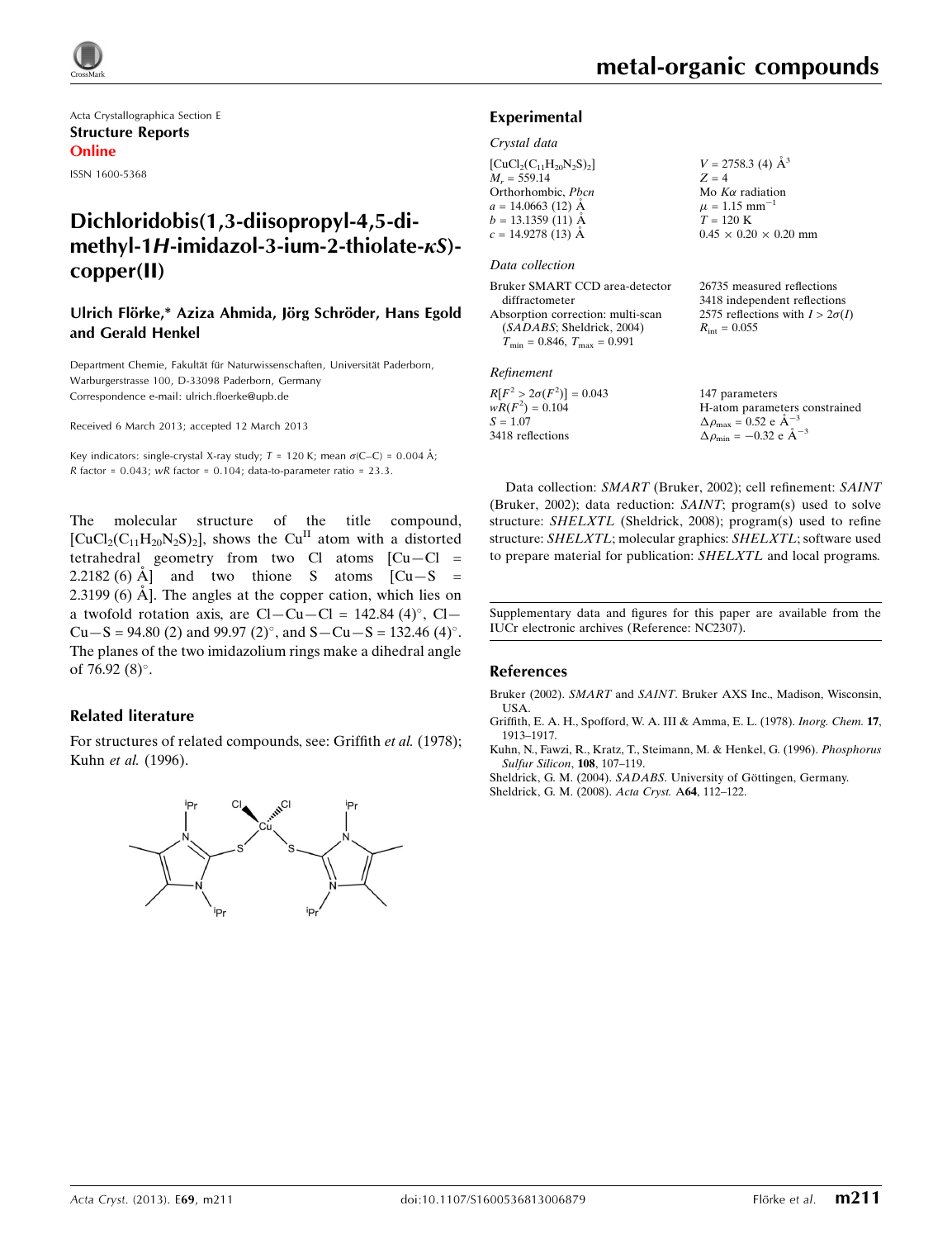Acta Crystallographica Section E

**Structure Reports Online**

ISSN 1600-5368

# Dichloridobis(1,3-diisopropyl-4,5-dimethyl-1*H*-imidazol-3-ium-2-thiolate-*κS*)copper(II)

**Ulrich Flörke,* Aziza Ahmida, Jörg Schröder, Hans Egold and Gerald Henkel**

Department Chemie, Fakultät für Naturwissenschaften, Universität Paderborn, Warburgerstrasse 100, D-33098 Paderborn, Germany

Correspondence e-mail: ulrich.floerke@upb.de

Received 6 March 2013; accepted 12 March 2013

Key indicators: single-crystal X-ray study; $T$ = 120 K; mean $\sigma$(C–C) = 0.004 Å; $R$ factor = 0.043; $wR$ factor = 0.104; data-to-parameter ratio = 23.3.

The molecular structure of the title compound, $[CuCl_2(C_{11}H_{20}N_2S)_2]$, shows the $Cu^{II}$ atom with a distorted tetrahedral geometry from two Cl atoms [Cu—Cl = 2.2182 (6) Å] and two thione S atoms [Cu—S = 2.3199 (6) Å]. The angles at the copper cation, which lies on a twofold rotation axis, are Cl—Cu—Cl = 142.84 (4)°, Cl—Cu—S = 94.80 (2) and 99.97 (2)°, and S—Cu—S = 132.46 (4)°. The planes of the two imidazolium rings make a dihedral angle of 76.92 (8)°.

## Related literature

For structures of related compounds, see: Griffith *et al.* (1978); Kuhn *et al.* (1996).

## Experimental

### Crystal data

$[CuCl_2(C_{11}H_{20}N_2S)_2]$
$M_r$ = 559.14
Orthorhombic, *Pbcn*
$a$ = 14.0663 (12) Å
$b$ = 13.1359 (11) Å
$c$ = 14.9278 (13) Å
$V$ = 2758.3 (4) Å$^3$
$Z$ = 4
Mo $K\alpha$ radiation
$\mu$ = 1.15 mm$^{-1}$
$T$ = 120 K
0.45 × 0.20 × 0.20 mm

### Data collection

Bruker SMART CCD area-detector diffractometer
Absorption correction: multi-scan (*SADABS*; Sheldrick, 2004)
$T_{min}$ = 0.846, $T_{max}$ = 0.991
26735 measured reflections
3418 independent reflections
2575 reflections with $I > 2\sigma(I)$
$R_{int}$ = 0.055

### Refinement

$R[F^2 > 2\sigma(F^2)]$ = 0.043
$wR(F^2)$ = 0.104
$S$ = 1.07
3418 reflections
147 parameters
H-atom parameters constrained
$\Delta\rho_{max}$ = 0.52 e Å$^{-3}$
$\Delta\rho_{min}$ = −0.32 e Å$^{-3}$

Data collection: *SMART* (Bruker, 2002); cell refinement: *SAINT* (Bruker, 2002); data reduction: *SAINT*; program(s) used to solve structure: *SHELXTL* (Sheldrick, 2008); program(s) used to refine structure: *SHELXTL*; molecular graphics: *SHELXTL*; software used to prepare material for publication: *SHELXTL* and local programs.

Supplementary data and figures for this paper are available from the IUCr electronic archives (Reference: NC2307).

## References

Bruker (2002). *SMART* and *SAINT*. Bruker AXS Inc., Madison, Wisconsin, USA.

Griffith, E. A. H., Spofford, W. A. III & Amma, E. L. (1978). *Inorg. Chem.* **17**, 1913–1917.

Kuhn, N., Fawzi, R., Kratz, T., Steimann, M. & Henkel, G. (1996). *Phosphorus Sulfur Silicon*, **108**, 107–119.

Sheldrick, G. M. (2004). *SADABS*. University of Göttingen, Germany.

Sheldrick, G. M. (2008). *Acta Cryst.* A**64**, 112–122.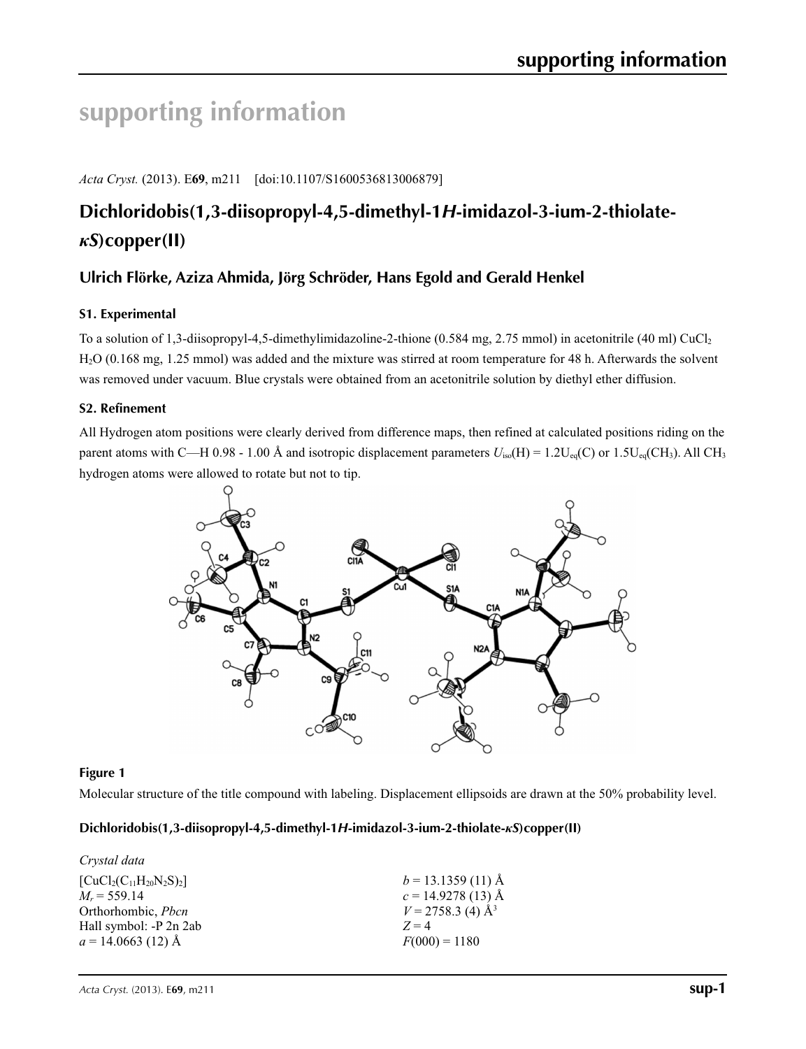# supporting information

*Acta Cryst.* (2013). E**69**, m211 [doi:10.1107/S1600536813006879]

## Dichloridobis(1,3-diisopropyl-4,5-dimethyl-1*H*-imidazol-3-ium-2-thiolate-*κS*)copper(II)

### Ulrich Flörke, Aziza Ahmida, Jörg Schröder, Hans Egold and Gerald Henkel

### S1. Experimental

To a solution of 1,3-diisopropyl-4,5-dimethylimidazoline-2-thione (0.584 mg, 2.75 mmol) in acetonitrile (40 ml) $CuCl_2$ $H_2O$ (0.168 mg, 1.25 mmol) was added and the mixture was stirred at room temperature for 48 h. Afterwards the solvent was removed under vacuum. Blue crystals were obtained from an acetonitrile solution by diethyl ether diffusion.

### S2. Refinement

All Hydrogen atom positions were clearly derived from difference maps, then refined at calculated positions riding on the parent atoms with C—H 0.98 - 1.00 Å and isotropic displacement parameters $U_{iso}(H) = 1.2U_{eq}(C)$ or $1.5U_{eq}(CH_3)$. All $CH_3$ hydrogen atoms were allowed to rotate but not to tip.

**Figure 1**

Molecular structure of the title compound with labeling. Displacement ellipsoids are drawn at the 50% probability level.

**Dichloridobis(1,3-diisopropyl-4,5-dimethyl-1*H*-imidazol-3-ium-2-thiolate-*κS*)copper(II)**

*Crystal data*

$[CuCl_2(C_{11}H_{20}N_2S)_2]$
$M_r = 559.14$
Orthorhombic, *Pbcn*
Hall symbol: -P 2n 2ab
$a = 14.0663$ (12) Å
$b = 13.1359$ (11) Å
$c = 14.9278$ (13) Å
$V = 2758.3$ (4) Å$^3$
$Z = 4$
$F(000) = 1180$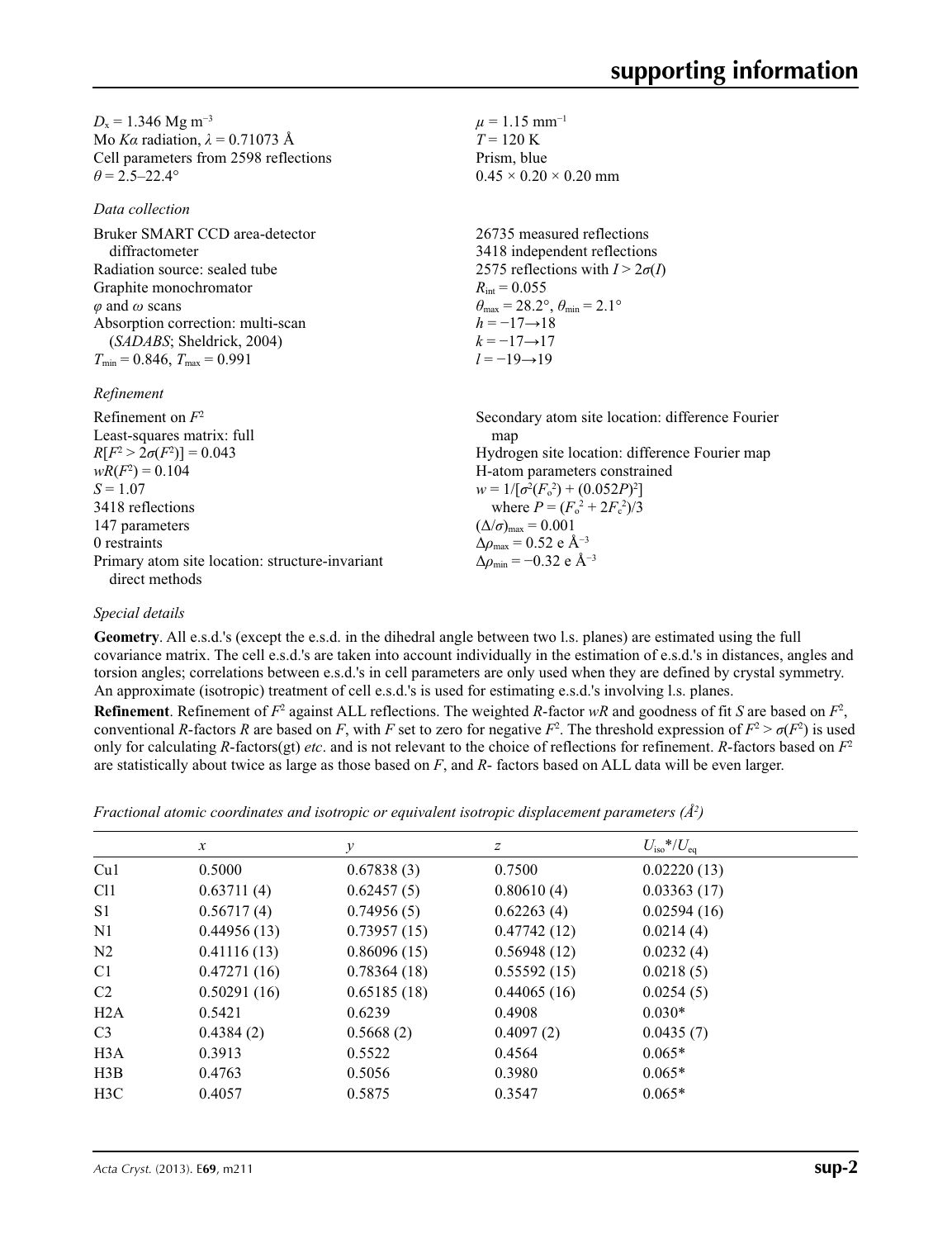$D_x$ = 1.346 Mg m$^{-3}$
Mo $K\alpha$ radiation, $\lambda$ = 0.71073 Å
Cell parameters from 2598 reflections
$\theta$ = 2.5–22.4°
$\mu$ = 1.15 mm$^{-1}$
$T$ = 120 K
Prism, blue
0.45 × 0.20 × 0.20 mm

*Data collection*

Bruker SMART CCD area-detector diffractometer
Radiation source: sealed tube
Graphite monochromator
$\varphi$ and $\omega$ scans
Absorption correction: multi-scan (*SADABS*; Sheldrick, 2004)
$T_{min}$ = 0.846, $T_{max}$ = 0.991
26735 measured reflections
3418 independent reflections
2575 reflections with $I > 2\sigma(I)$
$R_{int}$ = 0.055
$\theta_{max}$ = 28.2°, $\theta_{min}$ = 2.1°
$h$ = −17→18
$k$ = −17→17
$l$ = −19→19

*Refinement*

Refinement on $F^2$
Least-squares matrix: full
$R[F^2 > 2\sigma(F^2)]$ = 0.043
$wR(F^2)$ = 0.104
$S$ = 1.07
3418 reflections
147 parameters
0 restraints
Primary atom site location: structure-invariant direct methods
Secondary atom site location: difference Fourier map
Hydrogen site location: difference Fourier map
H-atom parameters constrained
$w = 1/[\sigma^2(F_o^2) + (0.052P)^2]$
where $P = (F_o^2 + 2F_c^2)/3$
$(\Delta/\sigma)_{max}$ = 0.001
$\Delta\rho_{max}$ = 0.52 e Å$^{-3}$
$\Delta\rho_{min}$ = −0.32 e Å$^{-3}$

*Special details*

**Geometry**. All e.s.d.'s (except the e.s.d. in the dihedral angle between two l.s. planes) are estimated using the full covariance matrix. The cell e.s.d.'s are taken into account individually in the estimation of e.s.d.'s in distances, angles and torsion angles; correlations between e.s.d.'s in cell parameters are only used when they are defined by crystal symmetry. An approximate (isotropic) treatment of cell e.s.d.'s is used for estimating e.s.d.'s involving l.s. planes.

**Refinement**. Refinement of $F^2$ against ALL reflections. The weighted $R$-factor $wR$ and goodness of fit $S$ are based on $F^2$, conventional $R$-factors $R$ are based on $F$, with $F$ set to zero for negative $F^2$. The threshold expression of $F^2 > \sigma(F^2)$ is used only for calculating $R$-factors(gt) *etc*. and is not relevant to the choice of reflections for refinement. $R$-factors based on $F^2$ are statistically about twice as large as those based on $F$, and $R$- factors based on ALL data will be even larger.

*Fractional atomic coordinates and isotropic or equivalent isotropic displacement parameters (Å$^2$)*

| | $x$ | $y$ | $z$ | $U_{iso}$*/$U_{eq}$ |
|---|---|---|---|---|
| Cu1 | 0.5000 | 0.67838 (3) | 0.7500 | 0.02220 (13) |
| Cl1 | 0.63711 (4) | 0.62457 (5) | 0.80610 (4) | 0.03363 (17) |
| S1 | 0.56717 (4) | 0.74956 (5) | 0.62263 (4) | 0.02594 (16) |
| N1 | 0.44956 (13) | 0.73957 (15) | 0.47742 (12) | 0.0214 (4) |
| N2 | 0.41116 (13) | 0.86096 (15) | 0.56948 (12) | 0.0232 (4) |
| C1 | 0.47271 (16) | 0.78364 (18) | 0.55592 (15) | 0.0218 (5) |
| C2 | 0.50291 (16) | 0.65185 (18) | 0.44065 (16) | 0.0254 (5) |
| H2A | 0.5421 | 0.6239 | 0.4908 | 0.030* |
| C3 | 0.4384 (2) | 0.5668 (2) | 0.4097 (2) | 0.0435 (7) |
| H3A | 0.3913 | 0.5522 | 0.4564 | 0.065* |
| H3B | 0.4763 | 0.5056 | 0.3980 | 0.065* |
| H3C | 0.4057 | 0.5875 | 0.3547 | 0.065* |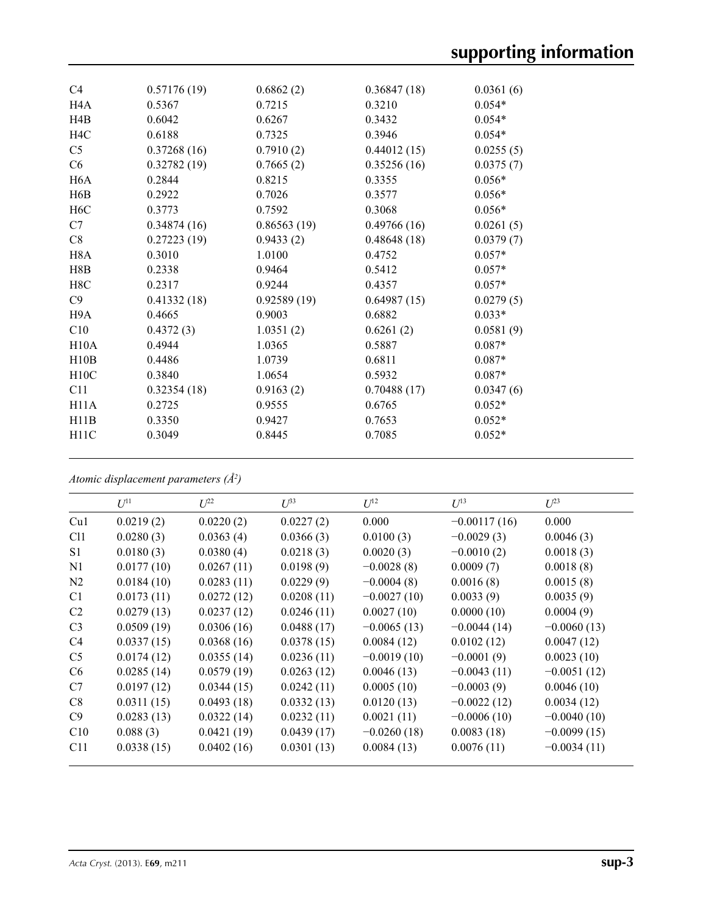| | | | | |
|---|---|---|---|---|
| C4 | 0.57176 (19) | 0.6862 (2) | 0.36847 (18) | 0.0361 (6) |
| H4A | 0.5367 | 0.7215 | 0.3210 | 0.054* |
| H4B | 0.6042 | 0.6267 | 0.3432 | 0.054* |
| H4C | 0.6188 | 0.7325 | 0.3946 | 0.054* |
| C5 | 0.37268 (16) | 0.7910 (2) | 0.44012 (15) | 0.0255 (5) |
| C6 | 0.32782 (19) | 0.7665 (2) | 0.35256 (16) | 0.0375 (7) |
| H6A | 0.2844 | 0.8215 | 0.3355 | 0.056* |
| H6B | 0.2922 | 0.7026 | 0.3577 | 0.056* |
| H6C | 0.3773 | 0.7592 | 0.3068 | 0.056* |
| C7 | 0.34874 (16) | 0.86563 (19) | 0.49766 (16) | 0.0261 (5) |
| C8 | 0.27223 (19) | 0.9433 (2) | 0.48648 (18) | 0.0379 (7) |
| H8A | 0.3010 | 1.0100 | 0.4752 | 0.057* |
| H8B | 0.2338 | 0.9464 | 0.5412 | 0.057* |
| H8C | 0.2317 | 0.9244 | 0.4357 | 0.057* |
| C9 | 0.41332 (18) | 0.92589 (19) | 0.64987 (15) | 0.0279 (5) |
| H9A | 0.4665 | 0.9003 | 0.6882 | 0.033* |
| C10 | 0.4372 (3) | 1.0351 (2) | 0.6261 (2) | 0.0581 (9) |
| H10A | 0.4944 | 1.0365 | 0.5887 | 0.087* |
| H10B | 0.4486 | 1.0739 | 0.6811 | 0.087* |
| H10C | 0.3840 | 1.0654 | 0.5932 | 0.087* |
| C11 | 0.32354 (18) | 0.9163 (2) | 0.70488 (17) | 0.0347 (6) |
| H11A | 0.2725 | 0.9555 | 0.6765 | 0.052* |
| H11B | 0.3350 | 0.9427 | 0.7653 | 0.052* |
| H11C | 0.3049 | 0.8445 | 0.7085 | 0.052* |

*Atomic displacement parameters (Å$^2$)*

| | $U^{11}$ | $U^{22}$ | $U^{33}$ | $U^{12}$ | $U^{13}$ | $U^{23}$ |
|---|---|---|---|---|---|---|
| Cu1 | 0.0219 (2) | 0.0220 (2) | 0.0227 (2) | 0.000 | −0.00117 (16) | 0.000 |
| Cl1 | 0.0280 (3) | 0.0363 (4) | 0.0366 (3) | 0.0100 (3) | −0.0029 (3) | 0.0046 (3) |
| S1 | 0.0180 (3) | 0.0380 (4) | 0.0218 (3) | 0.0020 (3) | −0.0010 (2) | 0.0018 (3) |
| N1 | 0.0177 (10) | 0.0267 (11) | 0.0198 (9) | −0.0028 (8) | 0.0009 (7) | 0.0018 (8) |
| N2 | 0.0184 (10) | 0.0283 (11) | 0.0229 (9) | −0.0004 (8) | 0.0016 (8) | 0.0015 (8) |
| C1 | 0.0173 (11) | 0.0272 (12) | 0.0208 (11) | −0.0027 (10) | 0.0033 (9) | 0.0035 (9) |
| C2 | 0.0279 (13) | 0.0237 (12) | 0.0246 (11) | 0.0027 (10) | 0.0000 (10) | 0.0004 (9) |
| C3 | 0.0509 (19) | 0.0306 (16) | 0.0488 (17) | −0.0065 (13) | −0.0044 (14) | −0.0060 (13) |
| C4 | 0.0337 (15) | 0.0368 (16) | 0.0378 (15) | 0.0084 (12) | 0.0102 (12) | 0.0047 (12) |
| C5 | 0.0174 (12) | 0.0355 (14) | 0.0236 (11) | −0.0019 (10) | −0.0001 (9) | 0.0023 (10) |
| C6 | 0.0285 (14) | 0.0579 (19) | 0.0263 (12) | 0.0046 (13) | −0.0043 (11) | −0.0051 (12) |
| C7 | 0.0197 (12) | 0.0344 (15) | 0.0242 (11) | 0.0005 (10) | −0.0003 (9) | 0.0046 (10) |
| C8 | 0.0311 (15) | 0.0493 (18) | 0.0332 (13) | 0.0120 (13) | −0.0022 (12) | 0.0034 (12) |
| C9 | 0.0283 (13) | 0.0322 (14) | 0.0232 (11) | 0.0021 (11) | −0.0006 (10) | −0.0040 (10) |
| C10 | 0.088 (3) | 0.0421 (19) | 0.0439 (17) | −0.0260 (18) | 0.0083 (18) | −0.0099 (15) |
| C11 | 0.0338 (15) | 0.0402 (16) | 0.0301 (13) | 0.0084 (13) | 0.0076 (11) | −0.0034 (11) |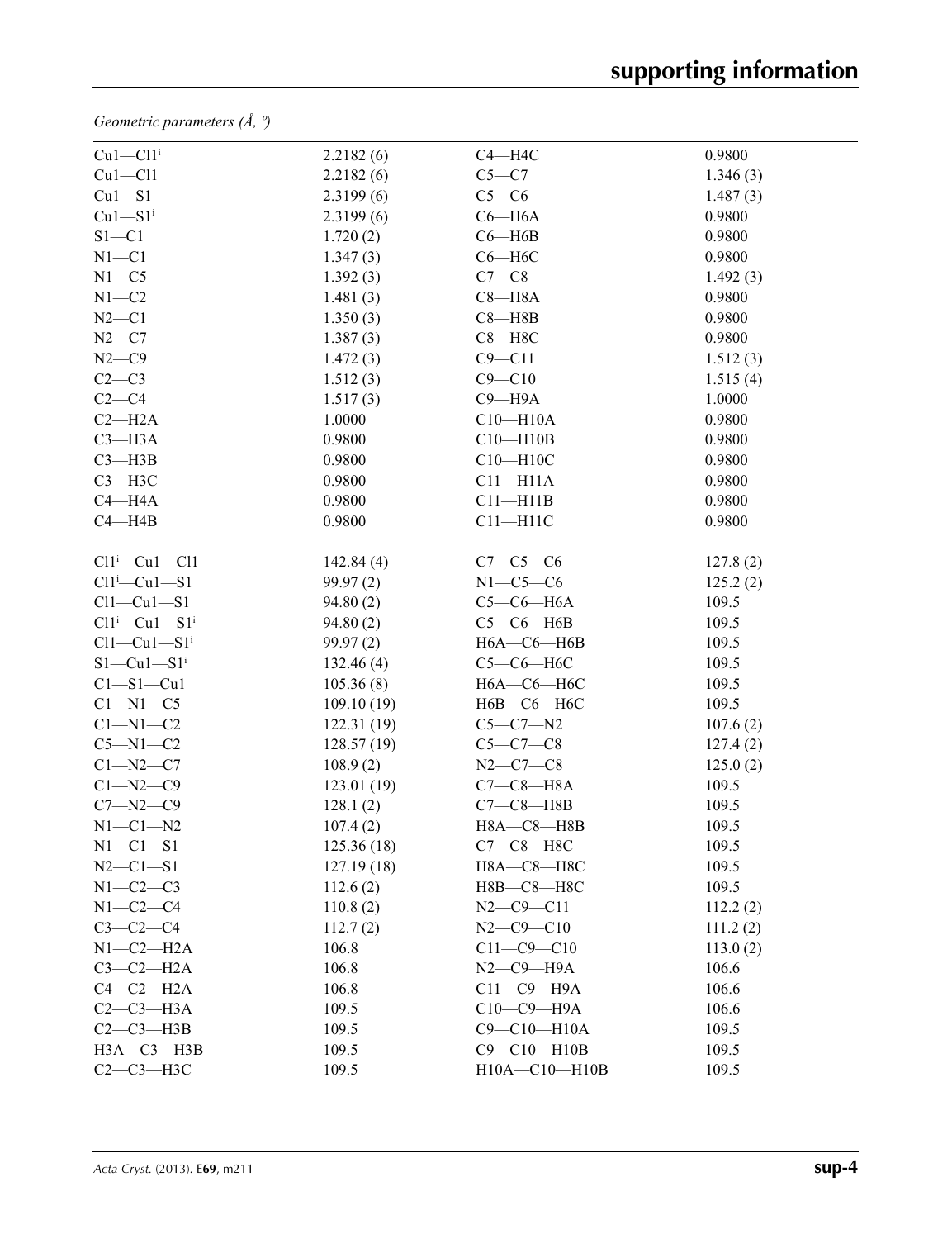*Geometric parameters (Å, º)*

| | | | |
|---|---|---|---|
| Cu1—Cl1$^{i}$ | 2.2182 (6) | C4—H4C | 0.9800 |
| Cu1—Cl1 | 2.2182 (6) | C5—C7 | 1.346 (3) |
| Cu1—S1 | 2.3199 (6) | C5—C6 | 1.487 (3) |
| Cu1—S1$^{i}$ | 2.3199 (6) | C6—H6A | 0.9800 |
| S1—C1 | 1.720 (2) | C6—H6B | 0.9800 |
| N1—C1 | 1.347 (3) | C6—H6C | 0.9800 |
| N1—C5 | 1.392 (3) | C7—C8 | 1.492 (3) |
| N1—C2 | 1.481 (3) | C8—H8A | 0.9800 |
| N2—C1 | 1.350 (3) | C8—H8B | 0.9800 |
| N2—C7 | 1.387 (3) | C8—H8C | 0.9800 |
| N2—C9 | 1.472 (3) | C9—C11 | 1.512 (3) |
| C2—C3 | 1.512 (3) | C9—C10 | 1.515 (4) |
| C2—C4 | 1.517 (3) | C9—H9A | 1.0000 |
| C2—H2A | 1.0000 | C10—H10A | 0.9800 |
| C3—H3A | 0.9800 | C10—H10B | 0.9800 |
| C3—H3B | 0.9800 | C10—H10C | 0.9800 |
| C3—H3C | 0.9800 | C11—H11A | 0.9800 |
| C4—H4A | 0.9800 | C11—H11B | 0.9800 |
| C4—H4B | 0.9800 | C11—H11C | 0.9800 |
| | | | |
| Cl1$^{i}$—Cu1—Cl1 | 142.84 (4) | C7—C5—C6 | 127.8 (2) |
| Cl1$^{i}$—Cu1—S1 | 99.97 (2) | N1—C5—C6 | 125.2 (2) |
| Cl1—Cu1—S1 | 94.80 (2) | C5—C6—H6A | 109.5 |
| Cl1$^{i}$—Cu1—S1$^{i}$ | 94.80 (2) | C5—C6—H6B | 109.5 |
| Cl1—Cu1—S1$^{i}$ | 99.97 (2) | H6A—C6—H6B | 109.5 |
| S1—Cu1—S1$^{i}$ | 132.46 (4) | C5—C6—H6C | 109.5 |
| C1—S1—Cu1 | 105.36 (8) | H6A—C6—H6C | 109.5 |
| C1—N1—C5 | 109.10 (19) | H6B—C6—H6C | 109.5 |
| C1—N1—C2 | 122.31 (19) | C5—C7—N2 | 107.6 (2) |
| C5—N1—C2 | 128.57 (19) | C5—C7—C8 | 127.4 (2) |
| C1—N2—C7 | 108.9 (2) | N2—C7—C8 | 125.0 (2) |
| C1—N2—C9 | 123.01 (19) | C7—C8—H8A | 109.5 |
| C7—N2—C9 | 128.1 (2) | C7—C8—H8B | 109.5 |
| N1—C1—N2 | 107.4 (2) | H8A—C8—H8B | 109.5 |
| N1—C1—S1 | 125.36 (18) | C7—C8—H8C | 109.5 |
| N2—C1—S1 | 127.19 (18) | H8A—C8—H8C | 109.5 |
| N1—C2—C3 | 112.6 (2) | H8B—C8—H8C | 109.5 |
| N1—C2—C4 | 110.8 (2) | N2—C9—C11 | 112.2 (2) |
| C3—C2—C4 | 112.7 (2) | N2—C9—C10 | 111.2 (2) |
| N1—C2—H2A | 106.8 | C11—C9—C10 | 113.0 (2) |
| C3—C2—H2A | 106.8 | N2—C9—H9A | 106.6 |
| C4—C2—H2A | 106.8 | C11—C9—H9A | 106.6 |
| C2—C3—H3A | 109.5 | C10—C9—H9A | 106.6 |
| C2—C3—H3B | 109.5 | C9—C10—H10A | 109.5 |
| H3A—C3—H3B | 109.5 | C9—C10—H10B | 109.5 |
| C2—C3—H3C | 109.5 | H10A—C10—H10B | 109.5 |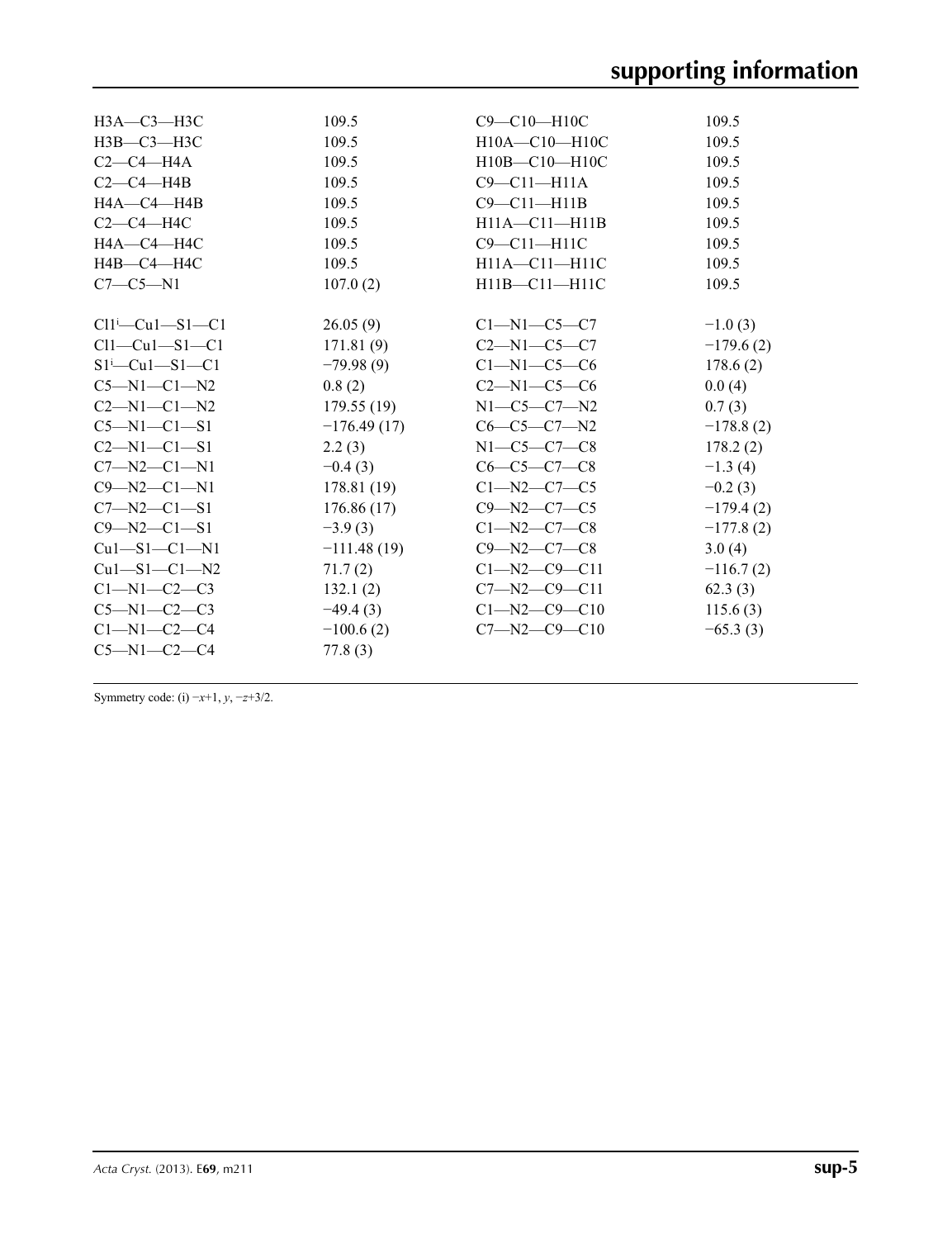| | | | |
|---|---|---|---|
| H3A—C3—H3C | 109.5 | C9—C10—H10C | 109.5 |
| H3B—C3—H3C | 109.5 | H10A—C10—H10C | 109.5 |
| C2—C4—H4A | 109.5 | H10B—C10—H10C | 109.5 |
| C2—C4—H4B | 109.5 | C9—C11—H11A | 109.5 |
| H4A—C4—H4B | 109.5 | C9—C11—H11B | 109.5 |
| C2—C4—H4C | 109.5 | H11A—C11—H11B | 109.5 |
| H4A—C4—H4C | 109.5 | C9—C11—H11C | 109.5 |
| H4B—C4—H4C | 109.5 | H11A—C11—H11C | 109.5 |
| C7—C5—N1 | 107.0 (2) | H11B—C11—H11C | 109.5 |

| | | | |
|---|---|---|---|
| Cl1$^{i}$—Cu1—S1—C1 | 26.05 (9) | C1—N1—C5—C7 | −1.0 (3) |
| Cl1—Cu1—S1—C1 | 171.81 (9) | C2—N1—C5—C7 | −179.6 (2) |
| S1$^{i}$—Cu1—S1—C1 | −79.98 (9) | C1—N1—C5—C6 | 178.6 (2) |
| C5—N1—C1—N2 | 0.8 (2) | C2—N1—C5—C6 | 0.0 (4) |
| C2—N1—C1—N2 | 179.55 (19) | N1—C5—C7—N2 | 0.7 (3) |
| C5—N1—C1—S1 | −176.49 (17) | C6—C5—C7—N2 | −178.8 (2) |
| C2—N1—C1—S1 | 2.2 (3) | N1—C5—C7—C8 | 178.2 (2) |
| C7—N2—C1—N1 | −0.4 (3) | C6—C5—C7—C8 | −1.3 (4) |
| C9—N2—C1—N1 | 178.81 (19) | C1—N2—C7—C5 | −0.2 (3) |
| C7—N2—C1—S1 | 176.86 (17) | C9—N2—C7—C5 | −179.4 (2) |
| C9—N2—C1—S1 | −3.9 (3) | C1—N2—C7—C8 | −177.8 (2) |
| Cu1—S1—C1—N1 | −111.48 (19) | C9—N2—C7—C8 | 3.0 (4) |
| Cu1—S1—C1—N2 | 71.7 (2) | C1—N2—C9—C11 | −116.7 (2) |
| C1—N1—C2—C3 | 132.1 (2) | C7—N2—C9—C11 | 62.3 (3) |
| C5—N1—C2—C3 | −49.4 (3) | C1—N2—C9—C10 | 115.6 (3) |
| C1—N1—C2—C4 | −100.6 (2) | C7—N2—C9—C10 | −65.3 (3) |
| C5—N1—C2—C4 | 77.8 (3) | | |

Symmetry code: (i) $-x+1, y, -z+3/2$.